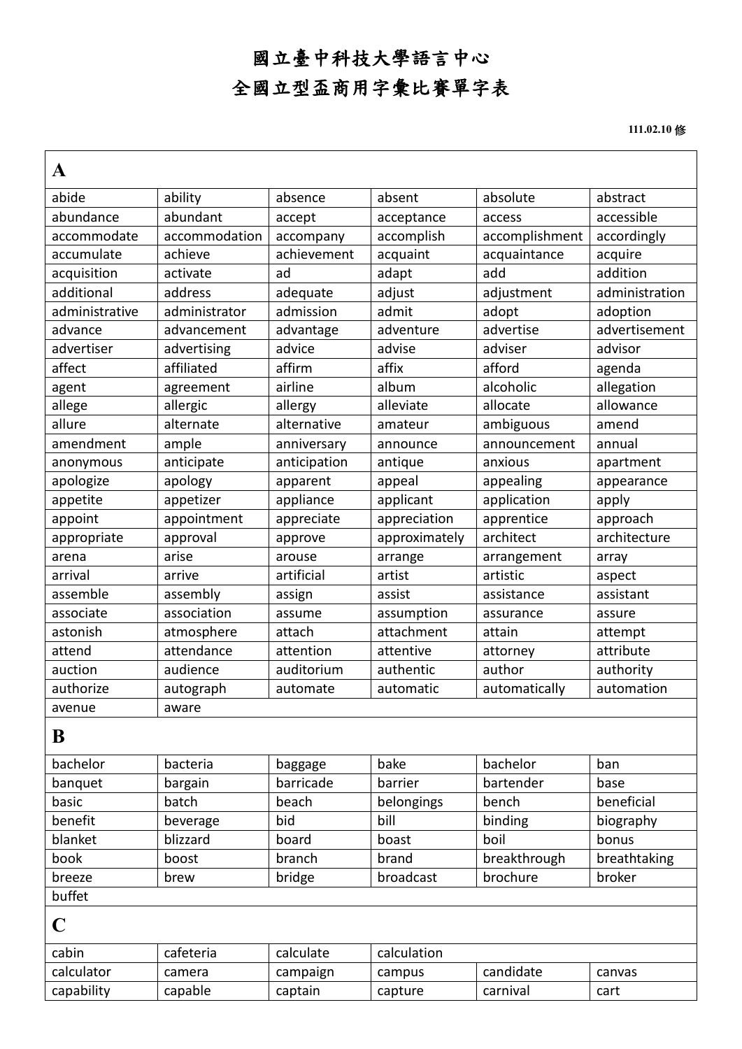# 國立臺中科技大學語言中心

# 全國立型盃商用字彙比賽單字表

**111.02.10 修**

## A

| | | | | | |
|---|---|---|---|---|---|
| abide | ability | absence | absent | absolute | abstract |
| abundance | abundant | accept | acceptance | access | accessible |
| accommodate | accommodation | accompany | accomplish | accomplishment | accordingly |
| accumulate | achieve | achievement | acquaint | acquaintance | acquire |
| acquisition | activate | ad | adapt | add | addition |
| additional | address | adequate | adjust | adjustment | administration |
| administrative | administrator | admission | admit | adopt | adoption |
| advance | advancement | advantage | adventure | advertise | advertisement |
| advertiser | advertising | advice | advise | adviser | advisor |
| affect | affiliated | affirm | affix | afford | agenda |
| agent | agreement | airline | album | alcoholic | allegation |
| allege | allergic | allergy | alleviate | allocate | allowance |
| allure | alternate | alternative | amateur | ambiguous | amend |
| amendment | ample | anniversary | announce | announcement | annual |
| anonymous | anticipate | anticipation | antique | anxious | apartment |
| apologize | apology | apparent | appeal | appealing | appearance |
| appetite | appetizer | appliance | applicant | application | apply |
| appoint | appointment | appreciate | appreciation | apprentice | approach |
| appropriate | approval | approve | approximately | architect | architecture |
| arena | arise | arouse | arrange | arrangement | array |
| arrival | arrive | artificial | artist | artistic | aspect |
| assemble | assembly | assign | assist | assistance | assistant |
| associate | association | assume | assumption | assurance | assure |
| astonish | atmosphere | attach | attachment | attain | attempt |
| attend | attendance | attention | attentive | attorney | attribute |
| auction | audience | auditorium | authentic | author | authority |
| authorize | autograph | automate | automatic | automatically | automation |
| avenue | aware | | | | |

## B

| | | | | | |
|---|---|---|---|---|---|
| bachelor | bacteria | baggage | bake | bachelor | ban |
| banquet | bargain | barricade | barrier | bartender | base |
| basic | batch | beach | belongings | bench | beneficial |
| benefit | beverage | bid | bill | binding | biography |
| blanket | blizzard | board | boast | boil | bonus |
| book | boost | branch | brand | breakthrough | breathtaking |
| breeze | brew | bridge | broadcast | brochure | broker |
| buffet | | | | | |

## C

| | | | | | |
|---|---|---|---|---|---|
| cabin | cafeteria | calculate | calculation | | |
| calculator | camera | campaign | campus | candidate | canvas |
| capability | capable | captain | capture | carnival | cart |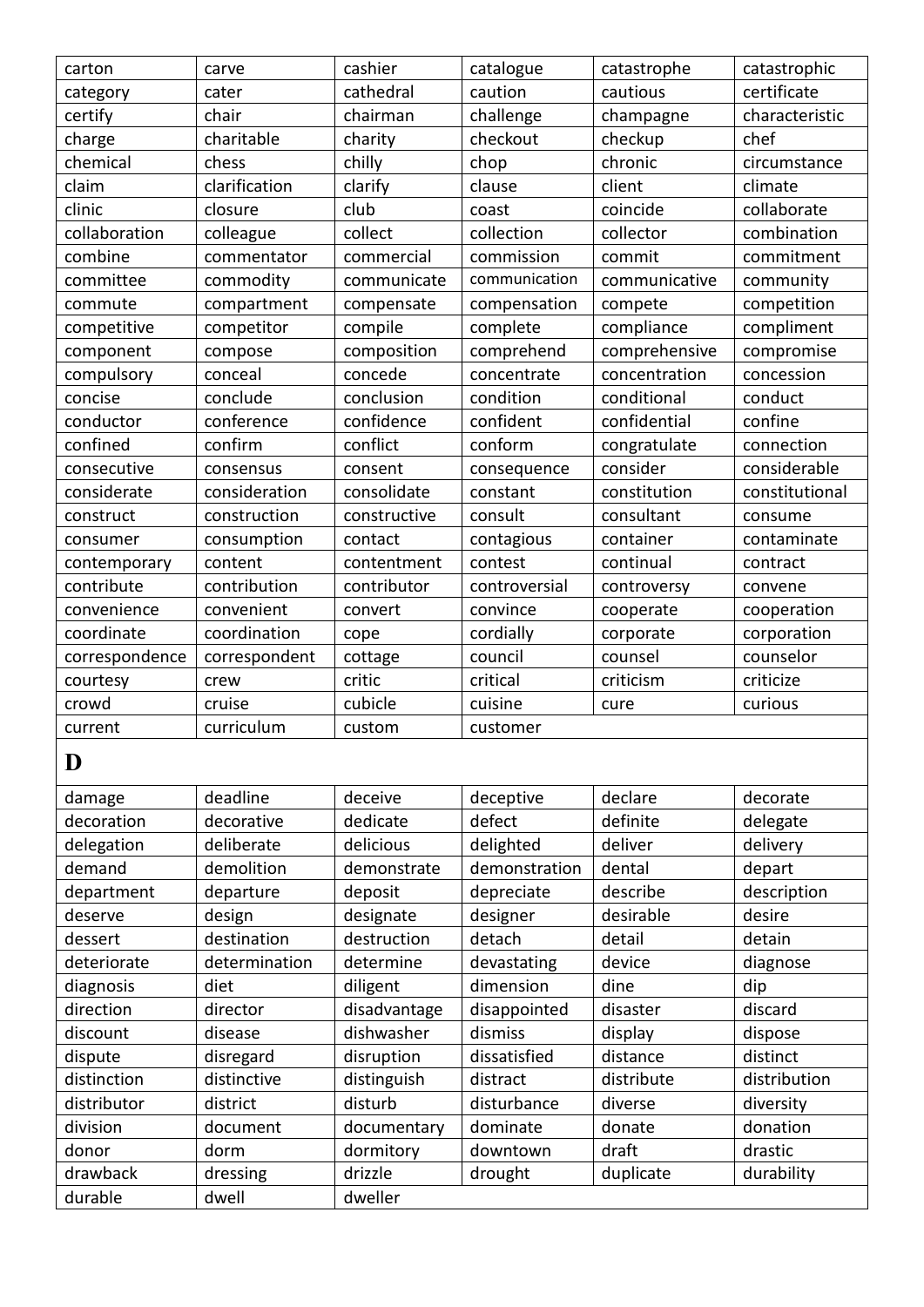| carton | carve | cashier | catalogue | catastrophe | catastrophic |
|---|---|---|---|---|---|
| category | cater | cathedral | caution | cautious | certificate |
| certify | chair | chairman | challenge | champagne | characteristic |
| charge | charitable | charity | checkout | checkup | chef |
| chemical | chess | chilly | chop | chronic | circumstance |
| claim | clarification | clarify | clause | client | climate |
| clinic | closure | club | coast | coincide | collaborate |
| collaboration | colleague | collect | collection | collector | combination |
| combine | commentator | commercial | commission | commit | commitment |
| committee | commodity | communicate | communication | communicative | community |
| commute | compartment | compensate | compensation | compete | competition |
| competitive | competitor | compile | complete | compliance | compliment |
| component | compose | composition | comprehend | comprehensive | compromise |
| compulsory | conceal | concede | concentrate | concentration | concession |
| concise | conclude | conclusion | condition | conditional | conduct |
| conductor | conference | confidence | confident | confidential | confine |
| confined | confirm | conflict | conform | congratulate | connection |
| consecutive | consensus | consent | consequence | consider | considerable |
| considerate | consideration | consolidate | constant | constitution | constitutional |
| construct | construction | constructive | consult | consultant | consume |
| consumer | consumption | contact | contagious | container | contaminate |
| contemporary | content | contentment | contest | continual | contract |
| contribute | contribution | contributor | controversial | controversy | convene |
| convenience | convenient | convert | convince | cooperate | cooperation |
| coordinate | coordination | cope | cordially | corporate | corporation |
| correspondence | correspondent | cottage | council | counsel | counselor |
| courtesy | crew | critic | critical | criticism | criticize |
| crowd | cruise | cubicle | cuisine | cure | curious |
| current | curriculum | custom | customer | | |

# D

| damage | deadline | deceive | deceptive | declare | decorate |
|---|---|---|---|---|---|
| decoration | decorative | dedicate | defect | definite | delegate |
| delegation | deliberate | delicious | delighted | deliver | delivery |
| demand | demolition | demonstrate | demonstration | dental | depart |
| department | departure | deposit | depreciate | describe | description |
| deserve | design | designate | designer | desirable | desire |
| dessert | destination | destruction | detach | detail | detain |
| deteriorate | determination | determine | devastating | device | diagnose |
| diagnosis | diet | diligent | dimension | dine | dip |
| direction | director | disadvantage | disappointed | disaster | discard |
| discount | disease | dishwasher | dismiss | display | dispose |
| dispute | disregard | disruption | dissatisfied | distance | distinct |
| distinction | distinctive | distinguish | distract | distribute | distribution |
| distributor | district | disturb | disturbance | diverse | diversity |
| division | document | documentary | dominate | donate | donation |
| donor | dorm | dormitory | downtown | draft | drastic |
| drawback | dressing | drizzle | drought | duplicate | durability |
| durable | dwell | dweller | | | |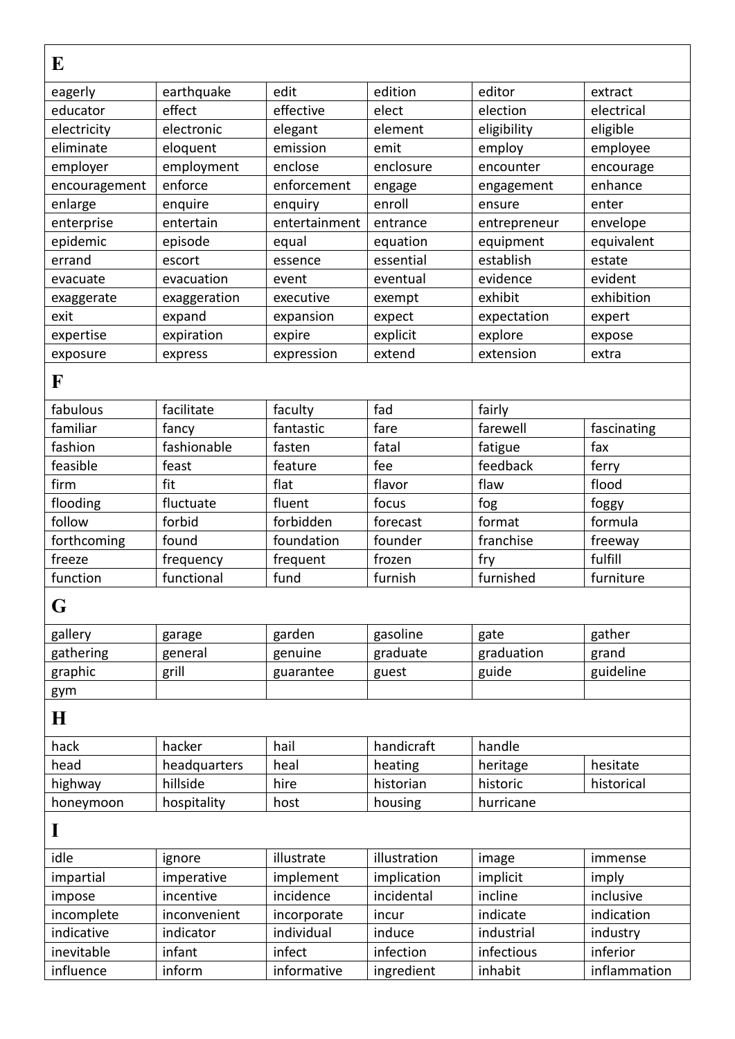## E

| | | | | | |
|---|---|---|---|---|---|
| eagerly | earthquake | edit | edition | editor | extract |
| educator | effect | effective | elect | election | electrical |
| electricity | electronic | elegant | element | eligibility | eligible |
| eliminate | eloquent | emission | emit | employ | employee |
| employer | employment | enclose | enclosure | encounter | encourage |
| encouragement | enforce | enforcement | engage | engagement | enhance |
| enlarge | enquire | enquiry | enroll | ensure | enter |
| enterprise | entertain | entertainment | entrance | entrepreneur | envelope |
| epidemic | episode | equal | equation | equipment | equivalent |
| errand | escort | essence | essential | establish | estate |
| evacuate | evacuation | event | eventual | evidence | evident |
| exaggerate | exaggeration | executive | exempt | exhibit | exhibition |
| exit | expand | expansion | expect | expectation | expert |
| expertise | expiration | expire | explicit | explore | expose |
| exposure | express | expression | extend | extension | extra |

## F

| | | | | | |
|---|---|---|---|---|---|
| fabulous | facilitate | faculty | fad | fairly | |
| familiar | fancy | fantastic | fare | farewell | fascinating |
| fashion | fashionable | fasten | fatal | fatigue | fax |
| feasible | feast | feature | fee | feedback | ferry |
| firm | fit | flat | flavor | flaw | flood |
| flooding | fluctuate | fluent | focus | fog | foggy |
| follow | forbid | forbidden | forecast | format | formula |
| forthcoming | found | foundation | founder | franchise | freeway |
| freeze | frequency | frequent | frozen | fry | fulfill |
| function | functional | fund | furnish | furnished | furniture |

## G

| | | | | | |
|---|---|---|---|---|---|
| gallery | garage | garden | gasoline | gate | gather |
| gathering | general | genuine | graduate | graduation | grand |
| graphic | grill | guarantee | guest | guide | guideline |
| gym | | | | | |

## H

| | | | | | |
|---|---|---|---|---|---|
| hack | hacker | hail | handicraft | handle | |
| head | headquarters | heal | heating | heritage | hesitate |
| highway | hillside | hire | historian | historic | historical |
| honeymoon | hospitality | host | housing | hurricane | |

## I

| | | | | | |
|---|---|---|---|---|---|
| idle | ignore | illustrate | illustration | image | immense |
| impartial | imperative | implement | implication | implicit | imply |
| impose | incentive | incidence | incidental | incline | inclusive |
| incomplete | inconvenient | incorporate | incur | indicate | indication |
| indicative | indicator | individual | induce | industrial | industry |
| inevitable | infant | infect | infection | infectious | inferior |
| influence | inform | informative | ingredient | inhabit | inflammation |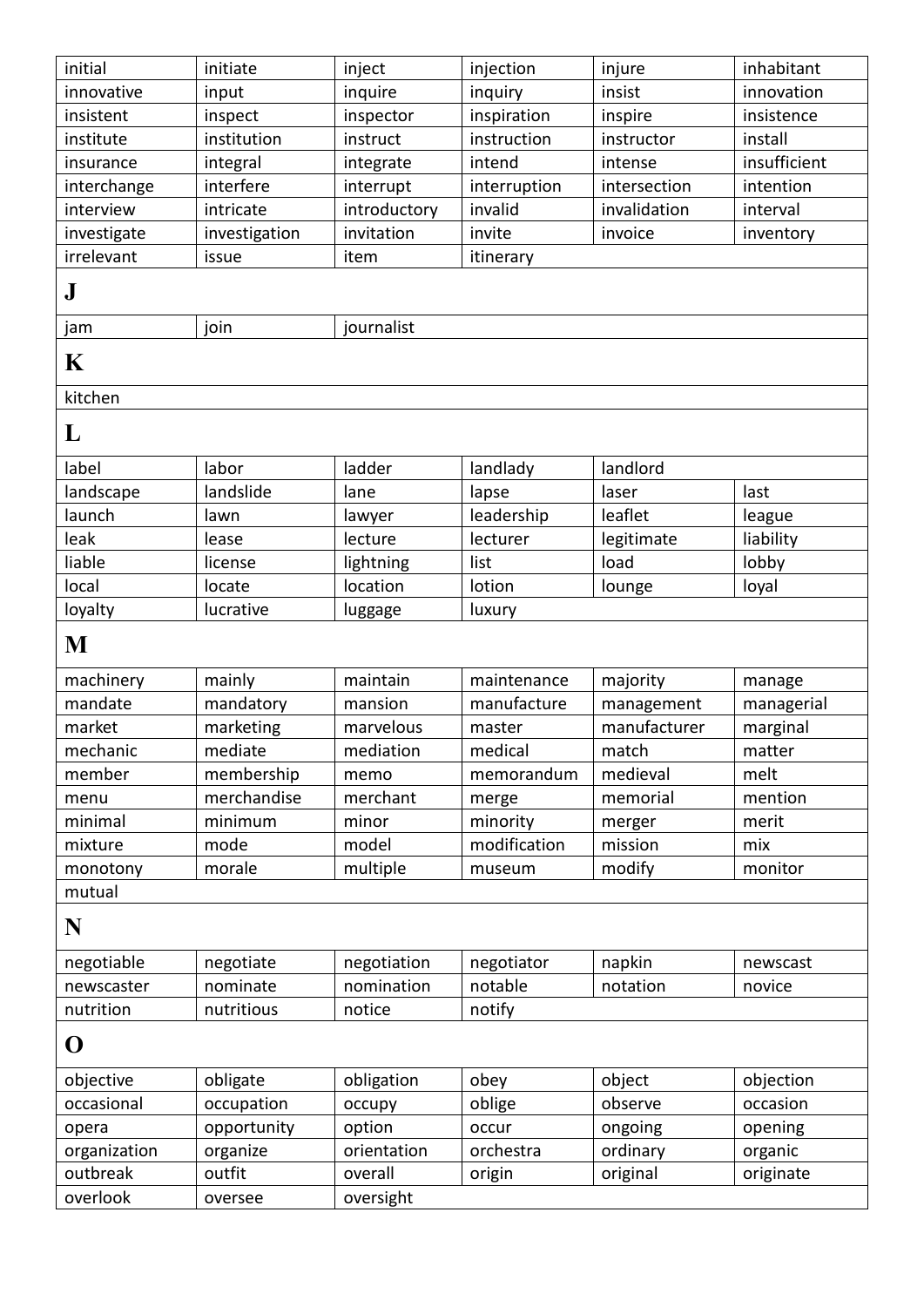| initial | initiate | inject | injection | injure | inhabitant |
|---|---|---|---|---|---|
| innovative | input | inquire | inquiry | insist | innovation |
| insistent | inspect | inspector | inspiration | inspire | insistence |
| institute | institution | instruct | instruction | instructor | install |
| insurance | integral | integrate | intend | intense | insufficient |
| interchange | interfere | interrupt | interruption | intersection | intention |
| interview | intricate | introductory | invalid | invalidation | interval |
| investigate | investigation | invitation | invite | invoice | inventory |
| irrelevant | issue | item | itinerary | | |

## J

| jam | join | journalist |
|---|---|---|

## K

| kitchen |
|---|

## L

| label | labor | ladder | landlady | landlord | |
|---|---|---|---|---|---|
| landscape | landslide | lane | lapse | laser | last |
| launch | lawn | lawyer | leadership | leaflet | league |
| leak | lease | lecture | lecturer | legitimate | liability |
| liable | license | lightning | list | load | lobby |
| local | locate | location | lotion | lounge | loyal |
| loyalty | lucrative | luggage | luxury | | |

## M

| machinery | mainly | maintain | maintenance | majority | manage |
|---|---|---|---|---|---|
| mandate | mandatory | mansion | manufacture | management | managerial |
| market | marketing | marvelous | master | manufacturer | marginal |
| mechanic | mediate | mediation | medical | match | matter |
| member | membership | memo | memorandum | medieval | melt |
| menu | merchandise | merchant | merge | memorial | mention |
| minimal | minimum | minor | minority | merger | merit |
| mixture | mode | model | modification | mission | mix |
| monotony | morale | multiple | museum | modify | monitor |
| mutual | | | | | |

## N

| negotiable | negotiate | negotiation | negotiator | napkin | newscast |
|---|---|---|---|---|---|
| newscaster | nominate | nomination | notable | notation | novice |
| nutrition | nutritious | notice | notify | | |

## O

| objective | obligate | obligation | obey | object | objection |
|---|---|---|---|---|---|
| occasional | occupation | occupy | oblige | observe | occasion |
| opera | opportunity | option | occur | ongoing | opening |
| organization | organize | orientation | orchestra | ordinary | organic |
| outbreak | outfit | overall | origin | original | originate |
| overlook | oversee | oversight | | | |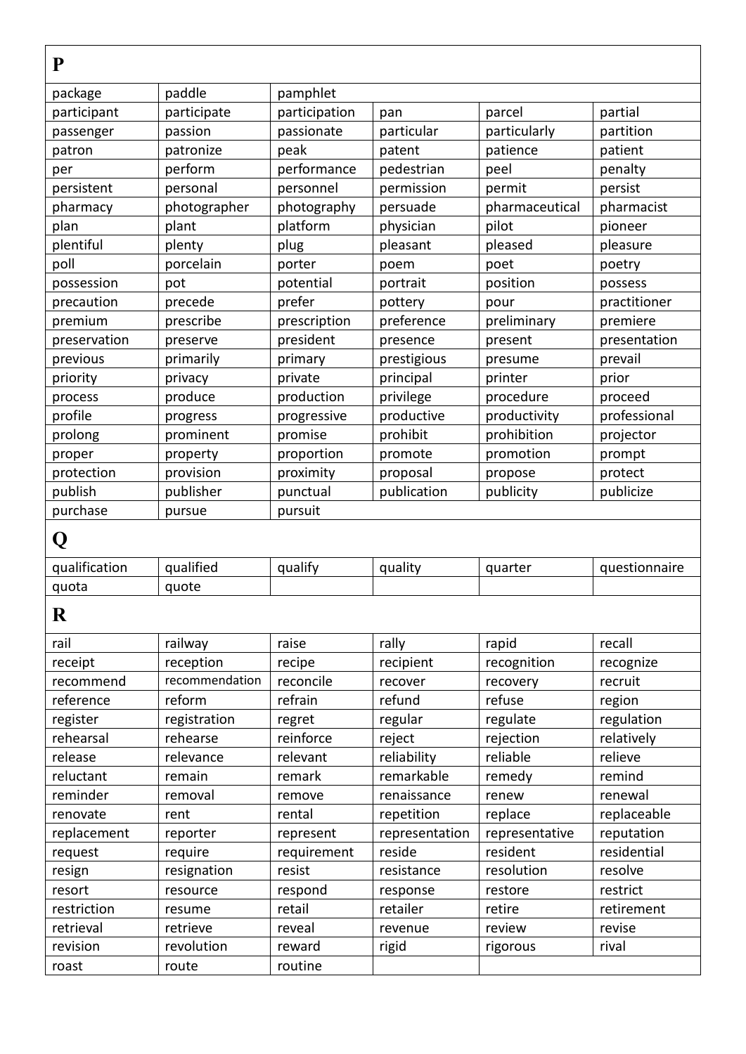# P

| | | | | | |
|---|---|---|---|---|---|
| package | paddle | pamphlet | | | |
| participant | participate | participation | pan | parcel | partial |
| passenger | passion | passionate | particular | particularly | partition |
| patron | patronize | peak | patent | patience | patient |
| per | perform | performance | pedestrian | peel | penalty |
| persistent | personal | personnel | permission | permit | persist |
| pharmacy | photographer | photography | persuade | pharmaceutical | pharmacist |
| plan | plant | platform | physician | pilot | pioneer |
| plentiful | plenty | plug | pleasant | pleased | pleasure |
| poll | porcelain | porter | poem | poet | poetry |
| possession | pot | potential | portrait | position | possess |
| precaution | precede | prefer | pottery | pour | practitioner |
| premium | prescribe | prescription | preference | preliminary | premiere |
| preservation | preserve | president | presence | present | presentation |
| previous | primarily | primary | prestigious | presume | prevail |
| priority | privacy | private | principal | printer | prior |
| process | produce | production | privilege | procedure | proceed |
| profile | progress | progressive | productive | productivity | professional |
| prolong | prominent | promise | prohibit | prohibition | projector |
| proper | property | proportion | promote | promotion | prompt |
| protection | provision | proximity | proposal | propose | protect |
| publish | publisher | punctual | publication | publicity | publicize |
| purchase | pursue | pursuit | | | |

# Q

| | | | | | |
|---|---|---|---|---|---|
| qualification | qualified | qualify | quality | quarter | questionnaire |
| quota | quote | | | | |

# R

| | | | | | |
|---|---|---|---|---|---|
| rail | railway | raise | rally | rapid | recall |
| receipt | reception | recipe | recipient | recognition | recognize |
| recommend | recommendation | reconcile | recover | recovery | recruit |
| reference | reform | refrain | refund | refuse | region |
| register | registration | regret | regular | regulate | regulation |
| rehearsal | rehearse | reinforce | reject | rejection | relatively |
| release | relevance | relevant | reliability | reliable | relieve |
| reluctant | remain | remark | remarkable | remedy | remind |
| reminder | removal | remove | renaissance | renew | renewal |
| renovate | rent | rental | repetition | replace | replaceable |
| replacement | reporter | represent | representation | representative | reputation |
| request | require | requirement | reside | resident | residential |
| resign | resignation | resist | resistance | resolution | resolve |
| resort | resource | respond | response | restore | restrict |
| restriction | resume | retail | retailer | retire | retirement |
| retrieval | retrieve | reveal | revenue | review | revise |
| revision | revolution | reward | rigid | rigorous | rival |
| roast | route | routine | | | |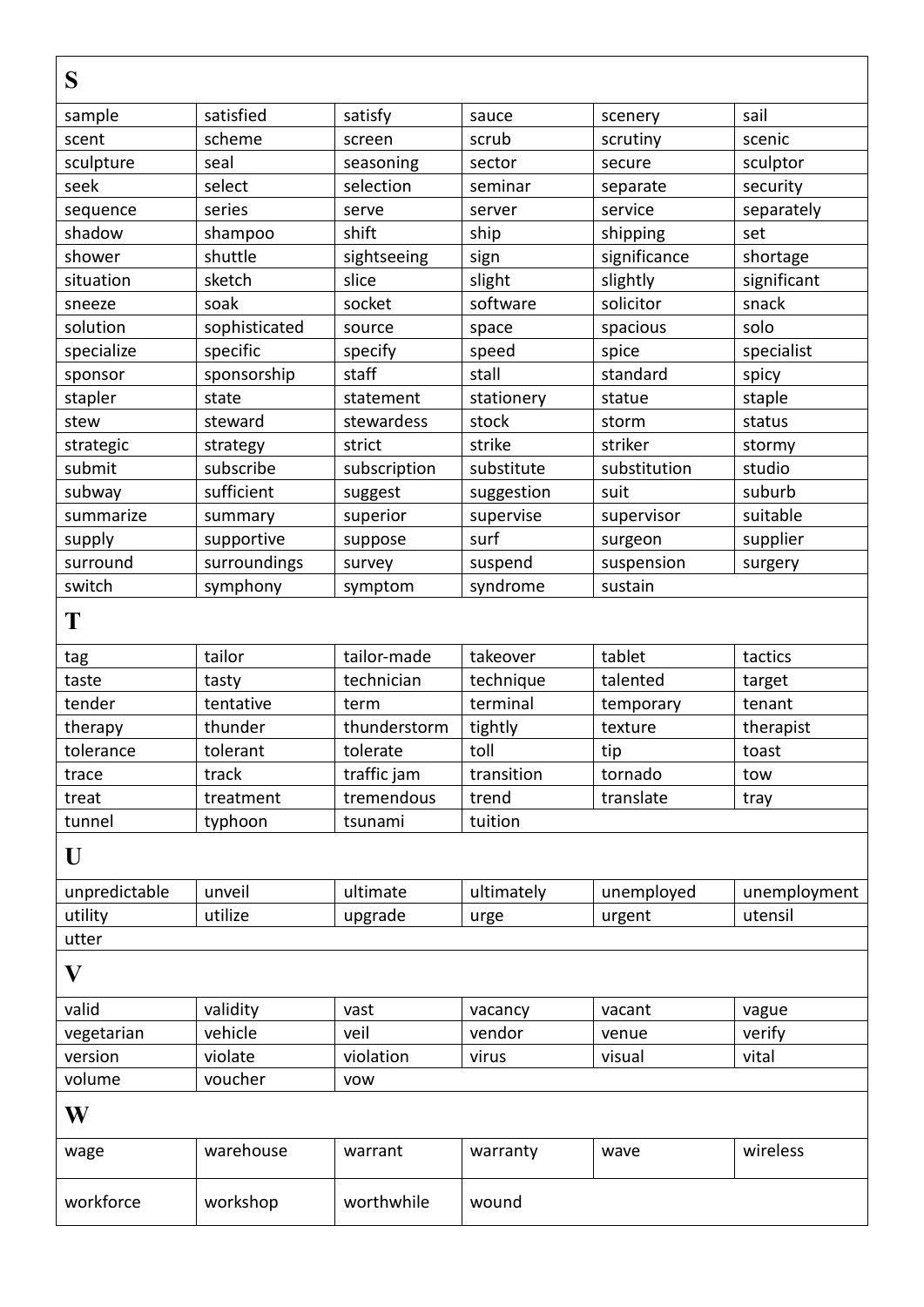| S | | | | | |
|---|---|---|---|---|---|
| sample | satisfied | satisfy | sauce | scenery | sail |
| scent | scheme | screen | scrub | scrutiny | scenic |
| sculpture | seal | seasoning | sector | secure | sculptor |
| seek | select | selection | seminar | separate | security |
| sequence | series | serve | server | service | separately |
| shadow | shampoo | shift | ship | shipping | set |
| shower | shuttle | sightseeing | sign | significance | shortage |
| situation | sketch | slice | slight | slightly | significant |
| sneeze | soak | socket | software | solicitor | snack |
| solution | sophisticated | source | space | spacious | solo |
| specialize | specific | specify | speed | spice | specialist |
| sponsor | sponsorship | staff | stall | standard | spicy |
| stapler | state | statement | stationery | statue | staple |
| stew | steward | stewardess | stock | storm | status |
| strategic | strategy | strict | strike | striker | stormy |
| submit | subscribe | subscription | substitute | substitution | studio |
| subway | sufficient | suggest | suggestion | suit | suburb |
| summarize | summary | superior | supervise | supervisor | suitable |
| supply | supportive | suppose | surf | surgeon | supplier |
| surround | surroundings | survey | suspend | suspension | surgery |
| switch | symphony | symptom | syndrome | sustain | |

| T | | | | | |
|---|---|---|---|---|---|
| tag | tailor | tailor-made | takeover | tablet | tactics |
| taste | tasty | technician | technique | talented | target |
| tender | tentative | term | terminal | temporary | tenant |
| therapy | thunder | thunderstorm | tightly | texture | therapist |
| tolerance | tolerant | tolerate | toll | tip | toast |
| trace | track | traffic jam | transition | tornado | tow |
| treat | treatment | tremendous | trend | translate | tray |
| tunnel | typhoon | tsunami | tuition | | |

| U | | | | | |
|---|---|---|---|---|---|
| unpredictable | unveil | ultimate | ultimately | unemployed | unemployment |
| utility | utilize | upgrade | urge | urgent | utensil |
| utter | | | | | |

| V | | | | | |
|---|---|---|---|---|---|
| valid | validity | vast | vacancy | vacant | vague |
| vegetarian | vehicle | veil | vendor | venue | verify |
| version | violate | violation | virus | visual | vital |
| volume | voucher | vow | | | |

| W | | | | | |
|---|---|---|---|---|---|
| wage | warehouse | warrant | warranty | wave | wireless |
| workforce | workshop | worthwhile | wound | | |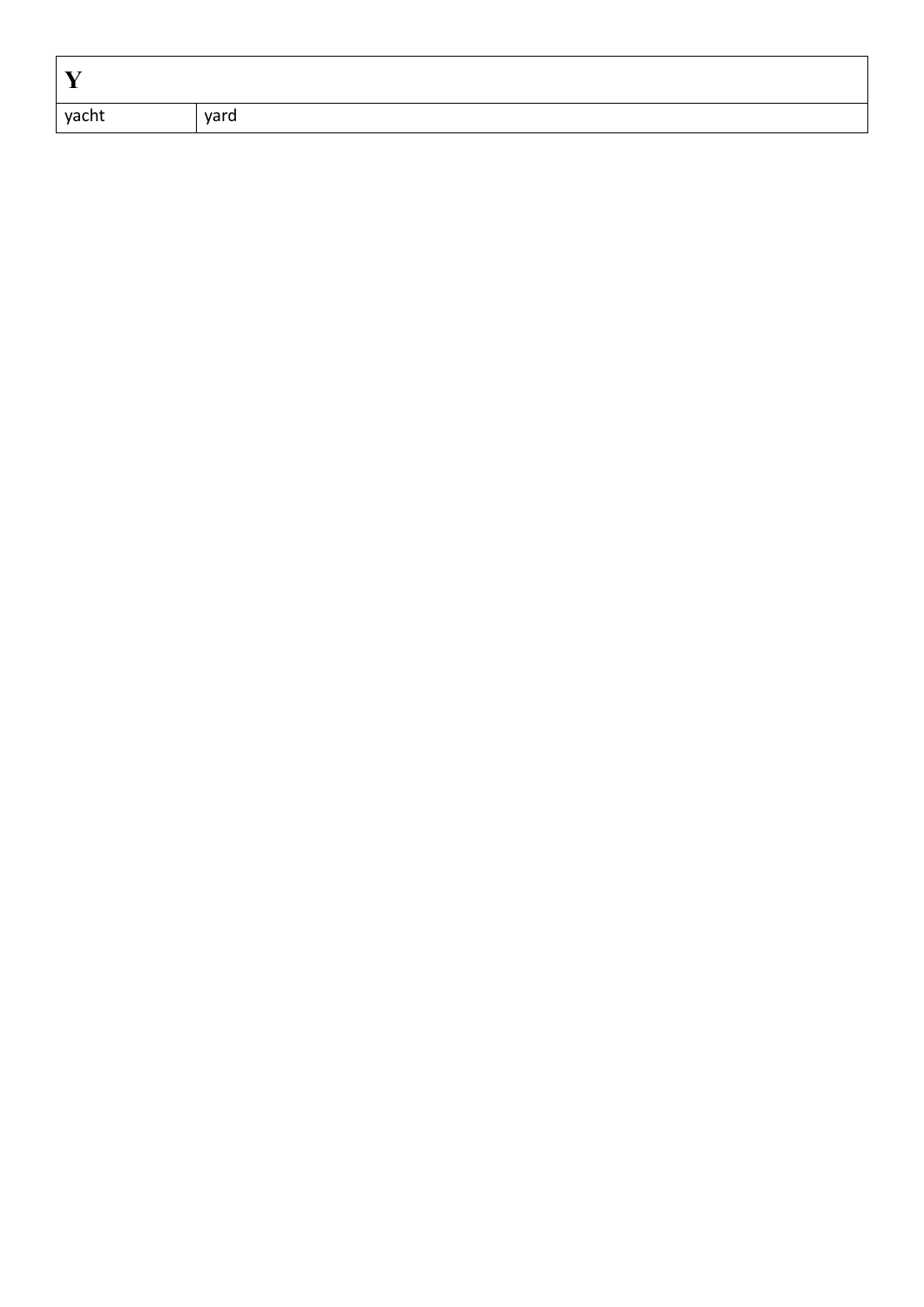| Y | |
|---|---|
| yacht | yard |